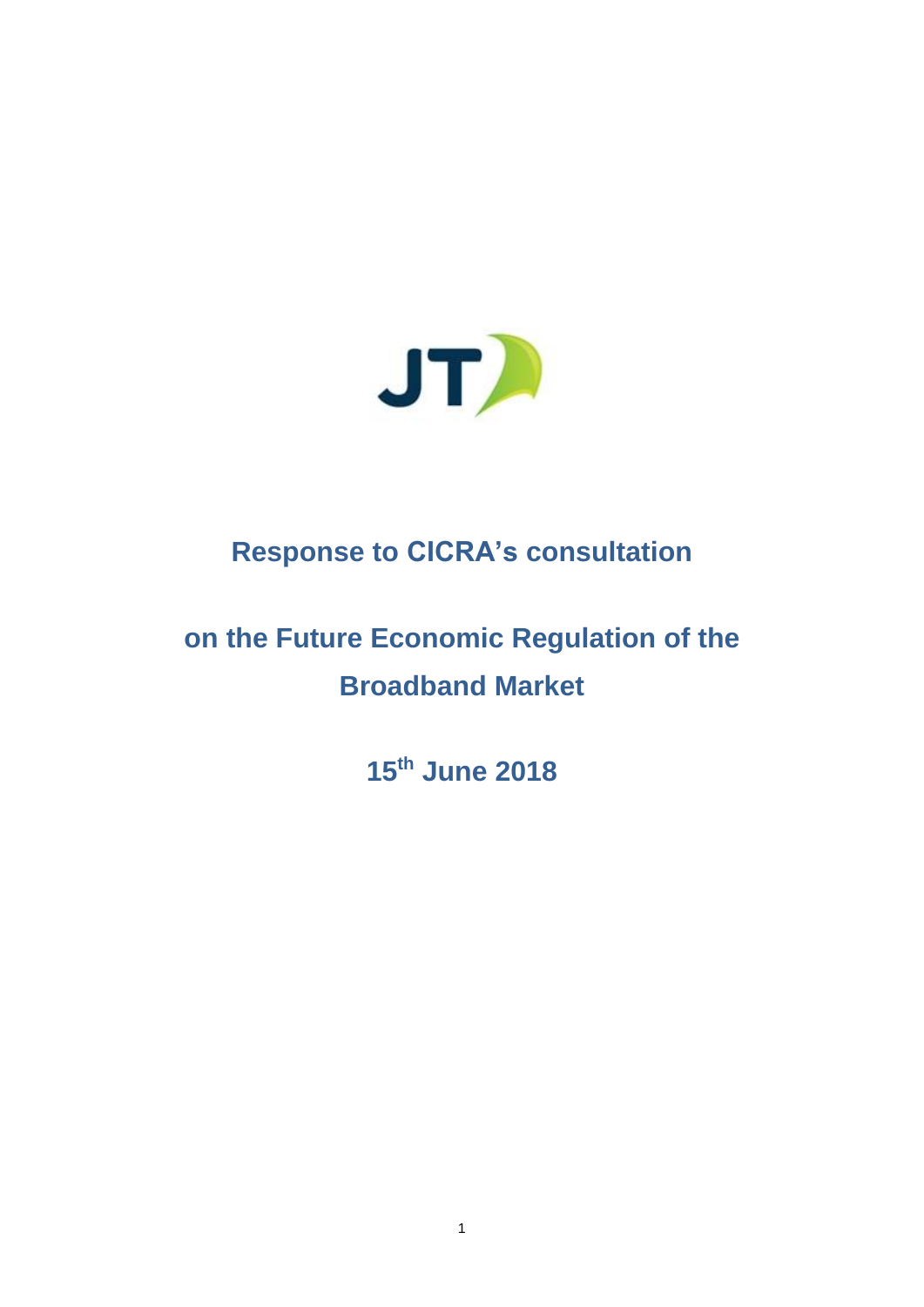# Response to CICRA's consultation

# on the Future Economic Regulation of the Broadband Market

**15th June 2018**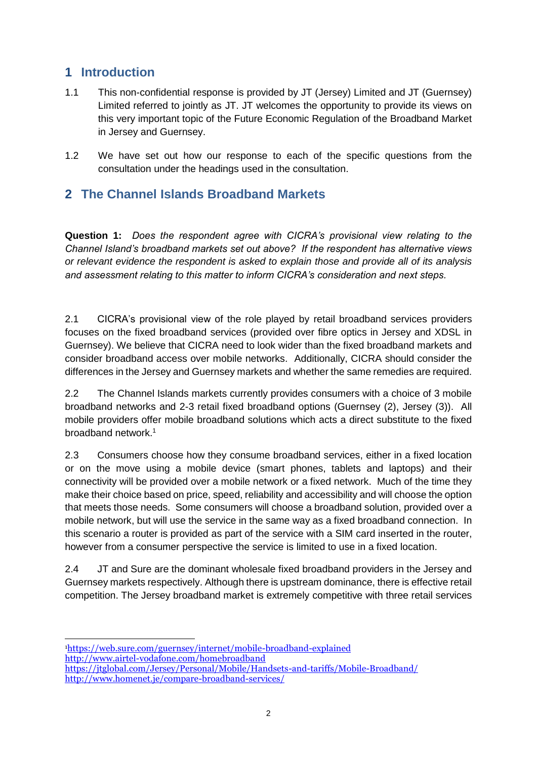## 1 Introduction

1.1 This non-confidential response is provided by JT (Jersey) Limited and JT (Guernsey) Limited referred to jointly as JT. JT welcomes the opportunity to provide its views on this very important topic of the Future Economic Regulation of the Broadband Market in Jersey and Guernsey.

1.2 We have set out how our response to each of the specific questions from the consultation under the headings used in the consultation.

## 2 The Channel Islands Broadband Markets

**Question 1:** *Does the respondent agree with CICRA's provisional view relating to the Channel Island's broadband markets set out above? If the respondent has alternative views or relevant evidence the respondent is asked to explain those and provide all of its analysis and assessment relating to this matter to inform CICRA's consideration and next steps.*

2.1 CICRA's provisional view of the role played by retail broadband services providers focuses on the fixed broadband services (provided over fibre optics in Jersey and XDSL in Guernsey). We believe that CICRA need to look wider than the fixed broadband markets and consider broadband access over mobile networks. Additionally, CICRA should consider the differences in the Jersey and Guernsey markets and whether the same remedies are required.

2.2 The Channel Islands markets currently provides consumers with a choice of 3 mobile broadband networks and 2-3 retail fixed broadband options (Guernsey (2), Jersey (3)). All mobile providers offer mobile broadband solutions which acts a direct substitute to the fixed broadband network.[1]

2.3 Consumers choose how they consume broadband services, either in a fixed location or on the move using a mobile device (smart phones, tablets and laptops) and their connectivity will be provided over a mobile network or a fixed network. Much of the time they make their choice based on price, speed, reliability and accessibility and will choose the option that meets those needs. Some consumers will choose a broadband solution, provided over a mobile network, but will use the service in the same way as a fixed broadband connection. In this scenario a router is provided as part of the service with a SIM card inserted in the router, however from a consumer perspective the service is limited to use in a fixed location.

2.4 JT and Sure are the dominant wholesale fixed broadband providers in the Jersey and Guernsey markets respectively. Although there is upstream dominance, there is effective retail competition. The Jersey broadband market is extremely competitive with three retail services

---

[1] https://web.sure.com/guernsey/internet/mobile-broadband-explained
http://www.airtel-vodafone.com/homebroadband
https://jtglobal.com/Jersey/Personal/Mobile/Handsets-and-tariffs/Mobile-Broadband/
http://www.homenet.je/compare-broadband-services/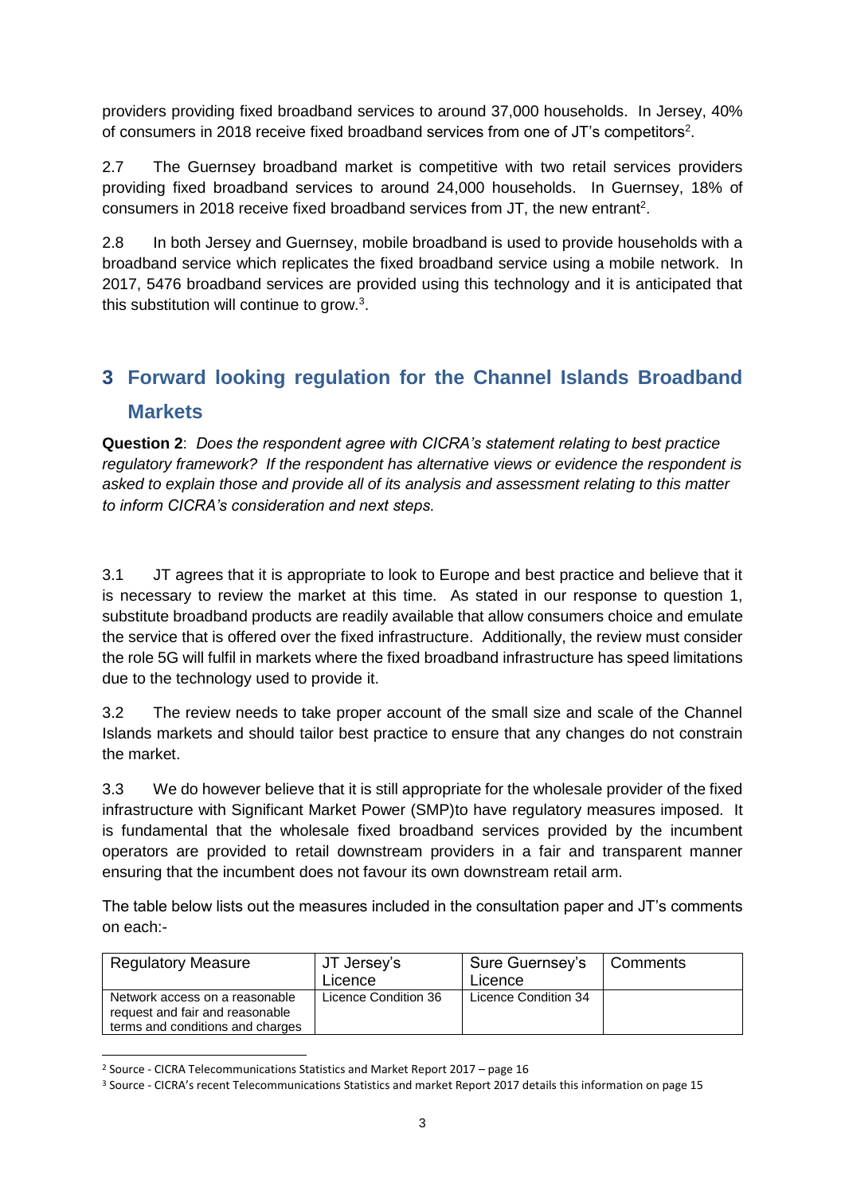providers providing fixed broadband services to around 37,000 households. In Jersey, 40% of consumers in 2018 receive fixed broadband services from one of JT's competitors[2].

2.7 The Guernsey broadband market is competitive with two retail services providers providing fixed broadband services to around 24,000 households. In Guernsey, 18% of consumers in 2018 receive fixed broadband services from JT, the new entrant[2].

2.8 In both Jersey and Guernsey, mobile broadband is used to provide households with a broadband service which replicates the fixed broadband service using a mobile network. In 2017, 5476 broadband services are provided using this technology and it is anticipated that this substitution will continue to grow.[3].

# 3 Forward looking regulation for the Channel Islands Broadband Markets

**Question 2**: *Does the respondent agree with CICRA's statement relating to best practice regulatory framework? If the respondent has alternative views or evidence the respondent is asked to explain those and provide all of its analysis and assessment relating to this matter to inform CICRA's consideration and next steps.*

3.1 JT agrees that it is appropriate to look to Europe and best practice and believe that it is necessary to review the market at this time. As stated in our response to question 1, substitute broadband products are readily available that allow consumers choice and emulate the service that is offered over the fixed infrastructure. Additionally, the review must consider the role 5G will fulfil in markets where the fixed broadband infrastructure has speed limitations due to the technology used to provide it.

3.2 The review needs to take proper account of the small size and scale of the Channel Islands markets and should tailor best practice to ensure that any changes do not constrain the market.

3.3 We do however believe that it is still appropriate for the wholesale provider of the fixed infrastructure with Significant Market Power (SMP)to have regulatory measures imposed. It is fundamental that the wholesale fixed broadband services provided by the incumbent operators are provided to retail downstream providers in a fair and transparent manner ensuring that the incumbent does not favour its own downstream retail arm.

The table below lists out the measures included in the consultation paper and JT's comments on each:-

| Regulatory Measure | JT Jersey's Licence | Sure Guernsey's Licence | Comments |
|---|---|---|---|
| Network access on a reasonable request and fair and reasonable terms and conditions and charges | Licence Condition 36 | Licence Condition 34 | |

[2] Source - CICRA Telecommunications Statistics and Market Report 2017 – page 16

[3] Source - CICRA's recent Telecommunications Statistics and market Report 2017 details this information on page 15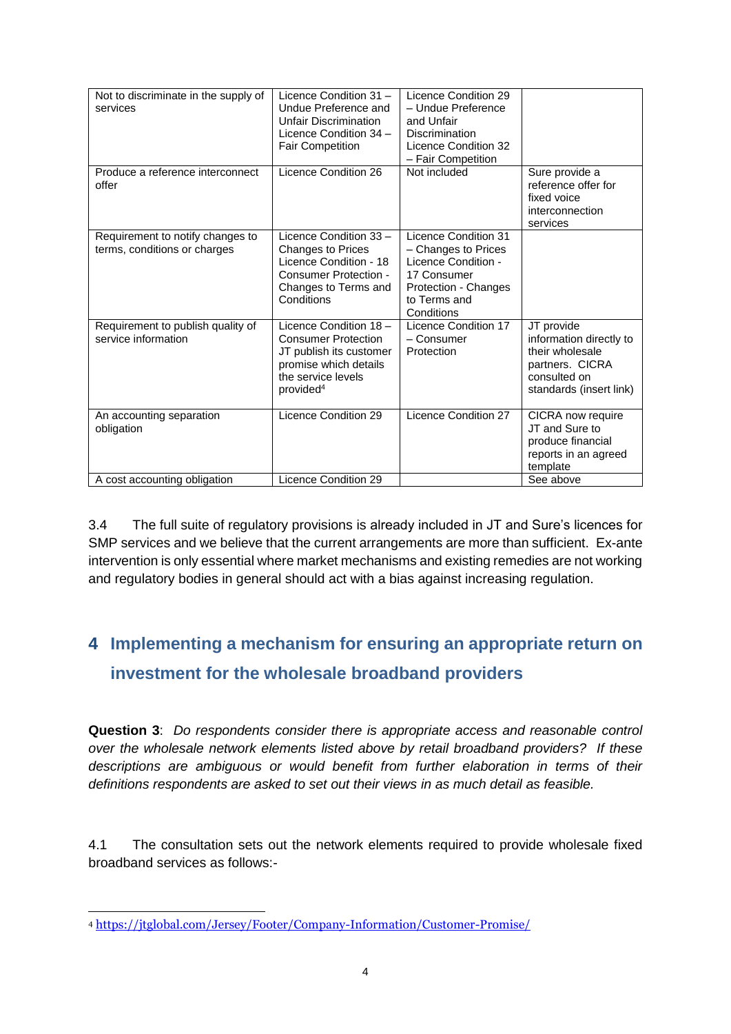| | | | |
|---|---|---|---|
| Not to discriminate in the supply of services | Licence Condition 31 – Undue Preference and Unfair Discrimination Licence Condition 34 – Fair Competition | Licence Condition 29 – Undue Preference and Unfair Discrimination Licence Condition 32 – Fair Competition | |
| Produce a reference interconnect offer | Licence Condition 26 | Not included | Sure provide a reference offer for fixed voice interconnection services |
| Requirement to notify changes to terms, conditions or charges | Licence Condition 33 – Changes to Prices Licence Condition - 18 Consumer Protection - Changes to Terms and Conditions | Licence Condition 31 – Changes to Prices Licence Condition - 17 Consumer Protection - Changes to Terms and Conditions | |
| Requirement to publish quality of service information | Licence Condition 18 – Consumer Protection JT publish its customer promise which details the service levels provided[4] | Licence Condition 17 – Consumer Protection | JT provide information directly to their wholesale partners. CICRA consulted on standards (insert link) |
| An accounting separation obligation | Licence Condition 29 | Licence Condition 27 | CICRA now require JT and Sure to produce financial reports in an agreed template |
| A cost accounting obligation | Licence Condition 29 | | See above |

3.4 The full suite of regulatory provisions is already included in JT and Sure's licences for SMP services and we believe that the current arrangements are more than sufficient. Ex-ante intervention is only essential where market mechanisms and existing remedies are not working and regulatory bodies in general should act with a bias against increasing regulation.

## 4 Implementing a mechanism for ensuring an appropriate return on investment for the wholesale broadband providers

**Question 3**: *Do respondents consider there is appropriate access and reasonable control over the wholesale network elements listed above by retail broadband providers? If these descriptions are ambiguous or would benefit from further elaboration in terms of their definitions respondents are asked to set out their views in as much detail as feasible.*

4.1 The consultation sets out the network elements required to provide wholesale fixed broadband services as follows:-

[4] https://jtglobal.com/Jersey/Footer/Company-Information/Customer-Promise/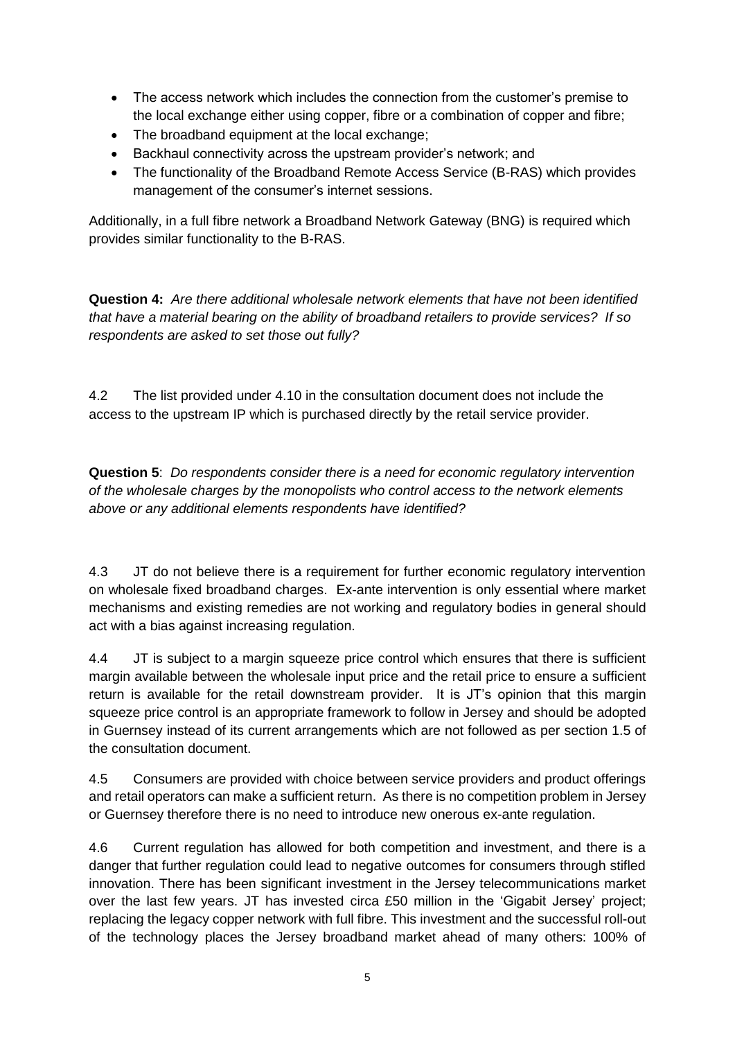- The access network which includes the connection from the customer's premise to the local exchange either using copper, fibre or a combination of copper and fibre;
- The broadband equipment at the local exchange;
- Backhaul connectivity across the upstream provider's network; and
- The functionality of the Broadband Remote Access Service (B-RAS) which provides management of the consumer's internet sessions.

Additionally, in a full fibre network a Broadband Network Gateway (BNG) is required which provides similar functionality to the B-RAS.

**Question 4:** *Are there additional wholesale network elements that have not been identified that have a material bearing on the ability of broadband retailers to provide services? If so respondents are asked to set those out fully?*

4.2 The list provided under 4.10 in the consultation document does not include the access to the upstream IP which is purchased directly by the retail service provider.

**Question 5**: *Do respondents consider there is a need for economic regulatory intervention of the wholesale charges by the monopolists who control access to the network elements above or any additional elements respondents have identified?*

4.3 JT do not believe there is a requirement for further economic regulatory intervention on wholesale fixed broadband charges. Ex-ante intervention is only essential where market mechanisms and existing remedies are not working and regulatory bodies in general should act with a bias against increasing regulation.

4.4 JT is subject to a margin squeeze price control which ensures that there is sufficient margin available between the wholesale input price and the retail price to ensure a sufficient return is available for the retail downstream provider. It is JT's opinion that this margin squeeze price control is an appropriate framework to follow in Jersey and should be adopted in Guernsey instead of its current arrangements which are not followed as per section 1.5 of the consultation document.

4.5 Consumers are provided with choice between service providers and product offerings and retail operators can make a sufficient return. As there is no competition problem in Jersey or Guernsey therefore there is no need to introduce new onerous ex-ante regulation.

4.6 Current regulation has allowed for both competition and investment, and there is a danger that further regulation could lead to negative outcomes for consumers through stifled innovation. There has been significant investment in the Jersey telecommunications market over the last few years. JT has invested circa £50 million in the 'Gigabit Jersey' project; replacing the legacy copper network with full fibre. This investment and the successful roll-out of the technology places the Jersey broadband market ahead of many others: 100% of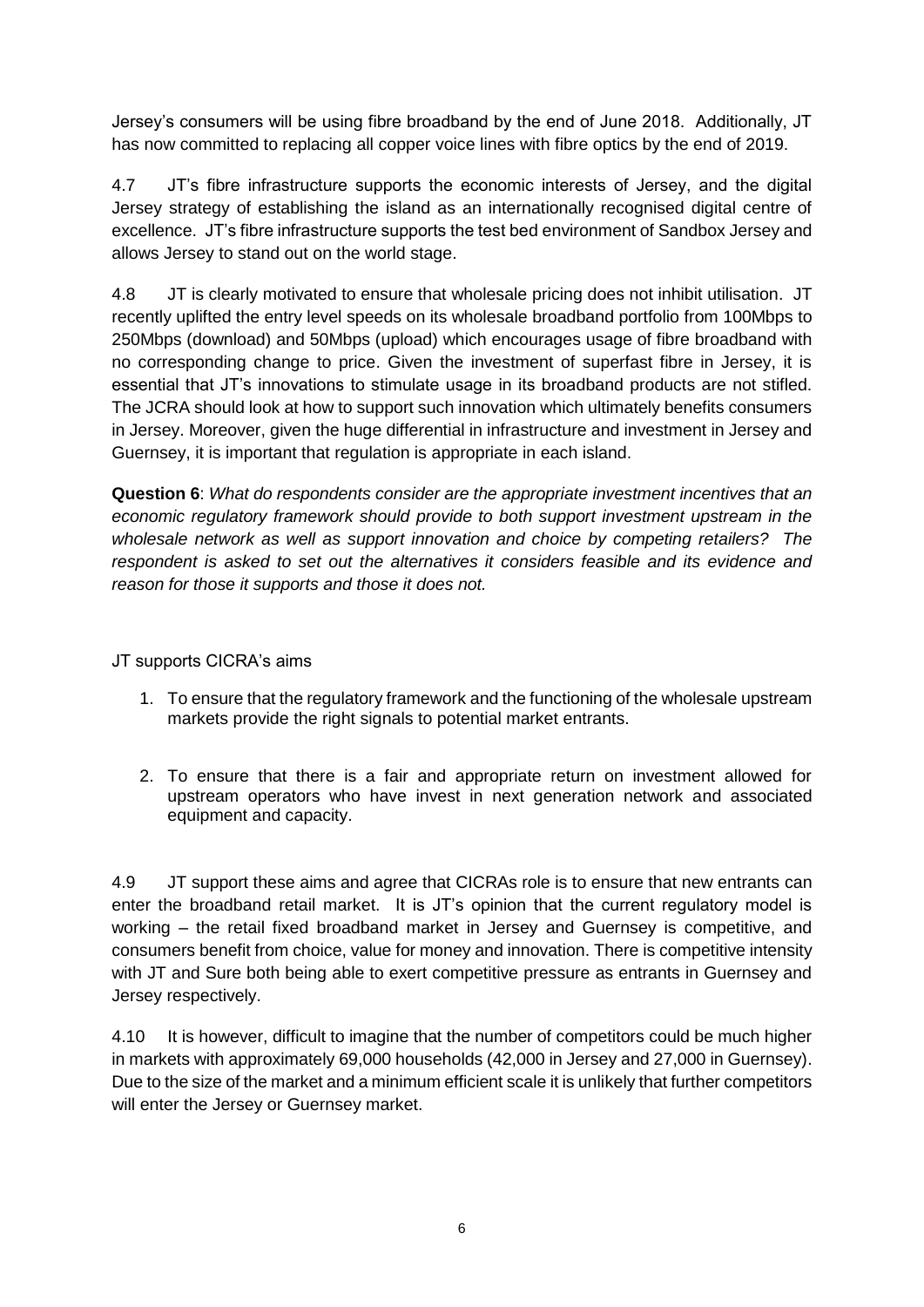Jersey's consumers will be using fibre broadband by the end of June 2018. Additionally, JT has now committed to replacing all copper voice lines with fibre optics by the end of 2019.

4.7 JT's fibre infrastructure supports the economic interests of Jersey, and the digital Jersey strategy of establishing the island as an internationally recognised digital centre of excellence. JT's fibre infrastructure supports the test bed environment of Sandbox Jersey and allows Jersey to stand out on the world stage.

4.8 JT is clearly motivated to ensure that wholesale pricing does not inhibit utilisation. JT recently uplifted the entry level speeds on its wholesale broadband portfolio from 100Mbps to 250Mbps (download) and 50Mbps (upload) which encourages usage of fibre broadband with no corresponding change to price. Given the investment of superfast fibre in Jersey, it is essential that JT's innovations to stimulate usage in its broadband products are not stifled. The JCRA should look at how to support such innovation which ultimately benefits consumers in Jersey. Moreover, given the huge differential in infrastructure and investment in Jersey and Guernsey, it is important that regulation is appropriate in each island.

**Question 6**: *What do respondents consider are the appropriate investment incentives that an economic regulatory framework should provide to both support investment upstream in the wholesale network as well as support innovation and choice by competing retailers? The respondent is asked to set out the alternatives it considers feasible and its evidence and reason for those it supports and those it does not.*

JT supports CICRA's aims

1. To ensure that the regulatory framework and the functioning of the wholesale upstream markets provide the right signals to potential market entrants.

2. To ensure that there is a fair and appropriate return on investment allowed for upstream operators who have invest in next generation network and associated equipment and capacity.

4.9 JT support these aims and agree that CICRAs role is to ensure that new entrants can enter the broadband retail market. It is JT's opinion that the current regulatory model is working – the retail fixed broadband market in Jersey and Guernsey is competitive, and consumers benefit from choice, value for money and innovation. There is competitive intensity with JT and Sure both being able to exert competitive pressure as entrants in Guernsey and Jersey respectively.

4.10 It is however, difficult to imagine that the number of competitors could be much higher in markets with approximately 69,000 households (42,000 in Jersey and 27,000 in Guernsey). Due to the size of the market and a minimum efficient scale it is unlikely that further competitors will enter the Jersey or Guernsey market.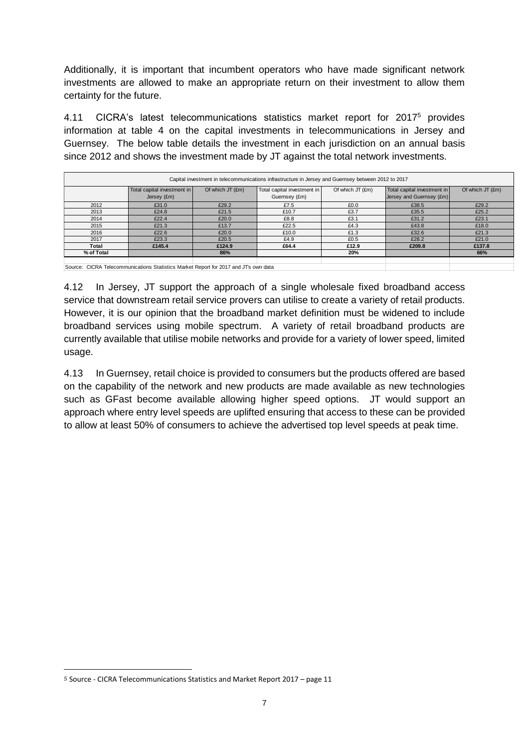Additionally, it is important that incumbent operators who have made significant network investments are allowed to make an appropriate return on their investment to allow them certainty for the future.

4.11 CICRA's latest telecommunications statistics market report for 2017[5] provides information at table 4 on the capital investments in telecommunications in Jersey and Guernsey. The below table details the investment in each jurisdiction on an annual basis since 2012 and shows the investment made by JT against the total network investments.

| Capital investment in telecommunications infrastructure in Jersey and Guernsey between 2012 to 2017 | | | | | | |
|---|---|---|---|---|---|---|
| | Total capital investment in Jersey (£m) | Of which JT (£m) | Total capital investment in Guernsey (£m) | Of which JT (£m) | Total capital investment in Jersey and Guernsey (£m) | Of which JT (£m) |
| 2012 | £31.0 | £29.2 | £7.5 | £0.0 | £38.5 | £29.2 |
| 2013 | £24.8 | £21.5 | £10.7 | £3.7 | £35.5 | £25.2 |
| 2014 | £22.4 | £20.0 | £8.8 | £3.1 | £31.2 | £23.1 |
| 2015 | £21.3 | £13.7 | £22.5 | £4.3 | £43.8 | £18.0 |
| 2016 | £22.6 | £20.0 | £10.0 | £1.3 | £32.6 | £21.3 |
| 2017 | £23.3 | £20.5 | £4.9 | £0.5 | £28.2 | £21.0 |
| **Total** | **£145.4** | **£124.9** | **£64.4** | **£12.9** | **£209.8** | **£137.8** |
| **% of Total** | | **86%** | | **20%** | | **66%** |

Source: CICRA Telecommunications Statistics Market Report for 2017 and JT's own data

4.12 In Jersey, JT support the approach of a single wholesale fixed broadband access service that downstream retail service provers can utilise to create a variety of retail products. However, it is our opinion that the broadband market definition must be widened to include broadband services using mobile spectrum. A variety of retail broadband products are currently available that utilise mobile networks and provide for a variety of lower speed, limited usage.

4.13 In Guernsey, retail choice is provided to consumers but the products offered are based on the capability of the network and new products are made available as new technologies such as GFast become available allowing higher speed options. JT would support an approach where entry level speeds are uplifted ensuring that access to these can be provided to allow at least 50% of consumers to achieve the advertised top level speeds at peak time.

[5] Source - CICRA Telecommunications Statistics and Market Report 2017 – page 11